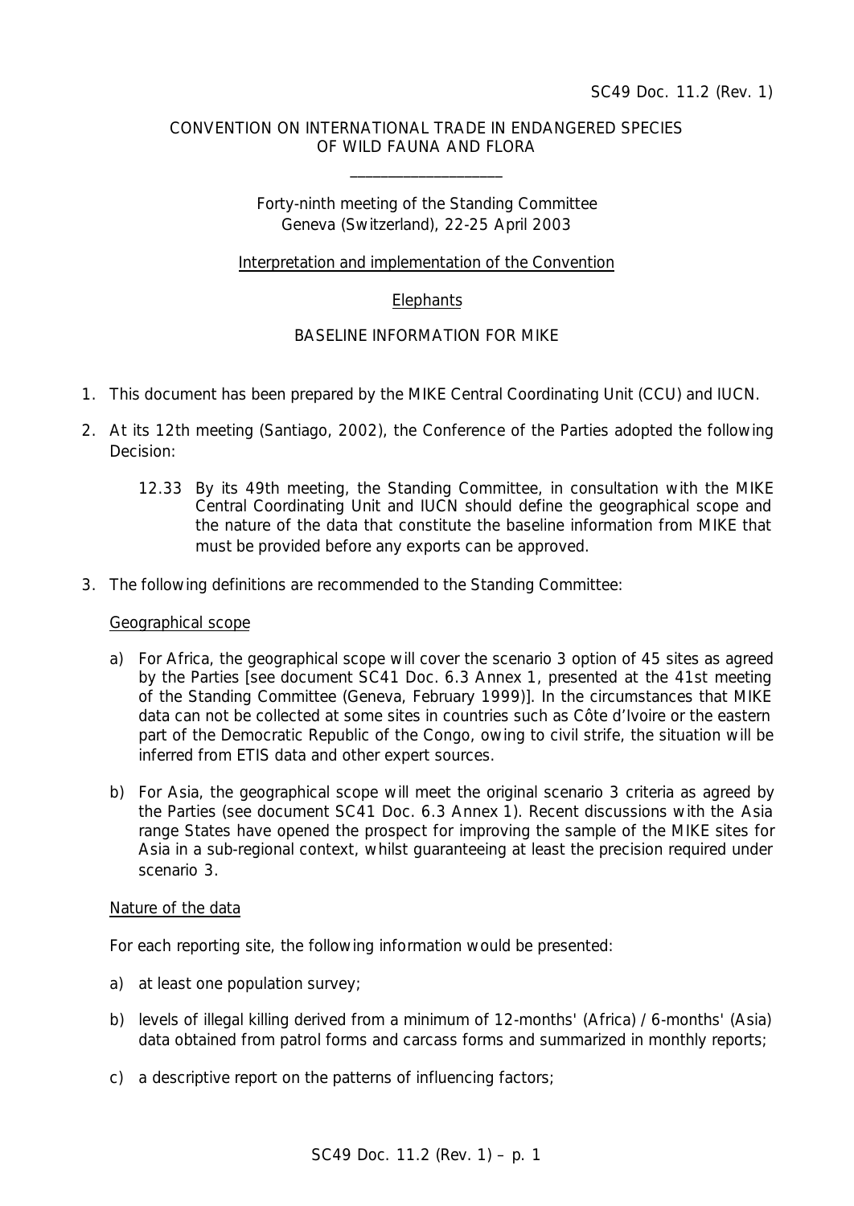SC49 Doc. 11.2 (Rev. 1)

CONVENTION ON INTERNATIONAL TRADE IN ENDANGERED SPECIES
OF WILD FAUNA AND FLORA

____________________

Forty-ninth meeting of the Standing Committee
Geneva (Switzerland), 22-25 April 2003

Interpretation and implementation of the Convention

Elephants

BASELINE INFORMATION FOR MIKE

1. This document has been prepared by the MIKE Central Coordinating Unit (CCU) and IUCN.

2. At its 12th meeting (Santiago, 2002), the Conference of the Parties adopted the following Decision:

   12.33 By its 49th meeting, the Standing Committee, in consultation with the MIKE Central Coordinating Unit and IUCN should define the geographical scope and the nature of the data that constitute the baseline information from MIKE that must be provided before any exports can be approved.

3. The following definitions are recommended to the Standing Committee:

   Geographical scope

   a) For Africa, the geographical scope will cover the scenario 3 option of 45 sites as agreed by the Parties [see document SC41 Doc. 6.3 Annex 1, presented at the 41st meeting of the Standing Committee (Geneva, February 1999)]. In the circumstances that MIKE data can not be collected at some sites in countries such as Côte d'Ivoire or the eastern part of the Democratic Republic of the Congo, owing to civil strife, the situation will be inferred from ETIS data and other expert sources.

   b) For Asia, the geographical scope will meet the original scenario 3 criteria as agreed by the Parties (see document SC41 Doc. 6.3 Annex 1). Recent discussions with the Asia range States have opened the prospect for improving the sample of the MIKE sites for Asia in a sub-regional context, whilst guaranteeing at least the precision required under scenario 3.

   Nature of the data

   For each reporting site, the following information would be presented:

   a) at least one population survey;

   b) levels of illegal killing derived from a minimum of 12-months' (Africa) / 6-months' (Asia) data obtained from patrol forms and carcass forms and summarized in monthly reports;

   c) a descriptive report on the patterns of influencing factors;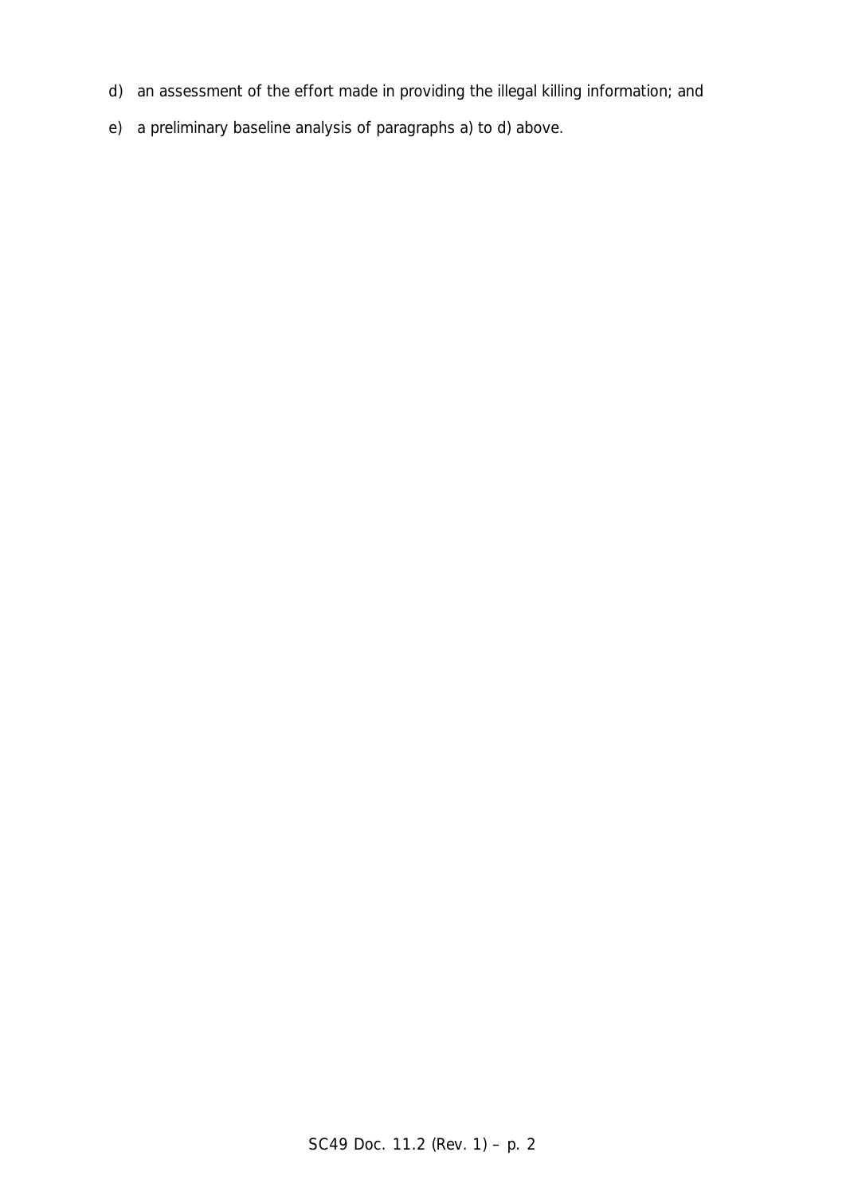d) an assessment of the effort made in providing the illegal killing information; and

e) a preliminary baseline analysis of paragraphs a) to d) above.